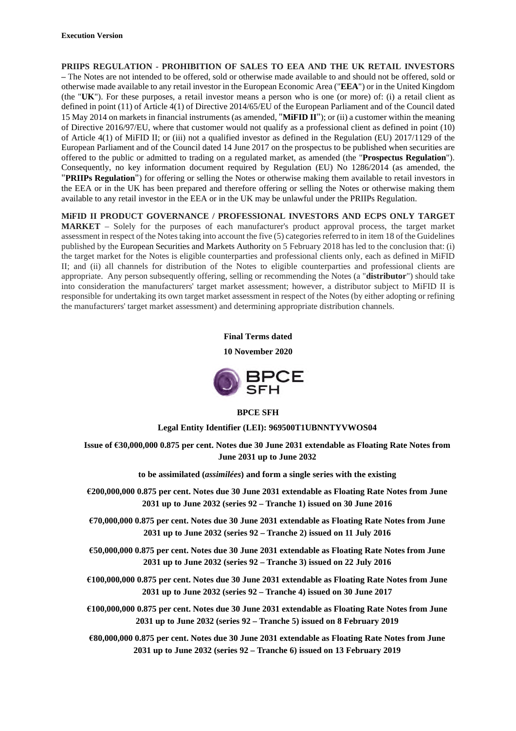**Execution Version**

**PRIIPS REGULATION - PROHIBITION OF SALES TO EEA AND THE UK RETAIL INVESTORS –** The Notes are not intended to be offered, sold or otherwise made available to and should not be offered, sold or otherwise made available to any retail investor in the European Economic Area ("**EEA**") or in the United Kingdom (the "**UK**"). For these purposes, a retail investor means a person who is one (or more) of: (i) a retail client as defined in point (11) of Article 4(1) of Directive 2014/65/EU of the European Parliament and of the Council dated 15 May 2014 on markets in financial instruments (as amended, "**MiFID II**"); or (ii) a customer within the meaning of Directive 2016/97/EU, where that customer would not qualify as a professional client as defined in point (10) of Article 4(1) of MiFID II; or (iii) not a qualified investor as defined in the Regulation (EU) 2017/1129 of the European Parliament and of the Council dated 14 June 2017 on the prospectus to be published when securities are offered to the public or admitted to trading on a regulated market, as amended (the "**Prospectus Regulation**"). Consequently, no key information document required by Regulation (EU) No 1286/2014 (as amended, the "**PRIIPs Regulation**") for offering or selling the Notes or otherwise making them available to retail investors in the EEA or in the UK has been prepared and therefore offering or selling the Notes or otherwise making them available to any retail investor in the EEA or in the UK may be unlawful under the PRIIPs Regulation.

**MiFID II PRODUCT GOVERNANCE / PROFESSIONAL INVESTORS AND ECPS ONLY TARGET MARKET** – Solely for the purposes of each manufacturer's product approval process, the target market assessment in respect of the Notes taking into account the five (5) categories referred to in item 18 of the Guidelines published by the European Securities and Markets Authority on 5 February 2018 has led to the conclusion that: (i) the target market for the Notes is eligible counterparties and professional clients only, each as defined in MiFID II; and (ii) all channels for distribution of the Notes to eligible counterparties and professional clients are appropriate. Any person subsequently offering, selling or recommending the Notes (a "**distributor**") should take into consideration the manufacturers' target market assessment; however, a distributor subject to MiFID II is responsible for undertaking its own target market assessment in respect of the Notes (by either adopting or refining the manufacturers' target market assessment) and determining appropriate distribution channels.

**Final Terms dated**

**10 November 2020**

BPCE SFH

**BPCE SFH**

**Legal Entity Identifier (LEI): 969500T1UBNNTYVWOS04**

**Issue of €30,000,000 0.875 per cent. Notes due 30 June 2031 extendable as Floating Rate Notes from June 2031 up to June 2032**

**to be assimilated (*assimilées*) and form a single series with the existing**

**€200,000,000 0.875 per cent. Notes due 30 June 2031 extendable as Floating Rate Notes from June 2031 up to June 2032 (series 92 – Tranche 1) issued on 30 June 2016**

**€70,000,000 0.875 per cent. Notes due 30 June 2031 extendable as Floating Rate Notes from June 2031 up to June 2032 (series 92 – Tranche 2) issued on 11 July 2016**

**€50,000,000 0.875 per cent. Notes due 30 June 2031 extendable as Floating Rate Notes from June 2031 up to June 2032 (series 92 – Tranche 3) issued on 22 July 2016**

**€100,000,000 0.875 per cent. Notes due 30 June 2031 extendable as Floating Rate Notes from June 2031 up to June 2032 (series 92 – Tranche 4) issued on 30 June 2017**

**€100,000,000 0.875 per cent. Notes due 30 June 2031 extendable as Floating Rate Notes from June 2031 up to June 2032 (series 92 – Tranche 5) issued on 8 February 2019**

**€80,000,000 0.875 per cent. Notes due 30 June 2031 extendable as Floating Rate Notes from June 2031 up to June 2032 (series 92 – Tranche 6) issued on 13 February 2019**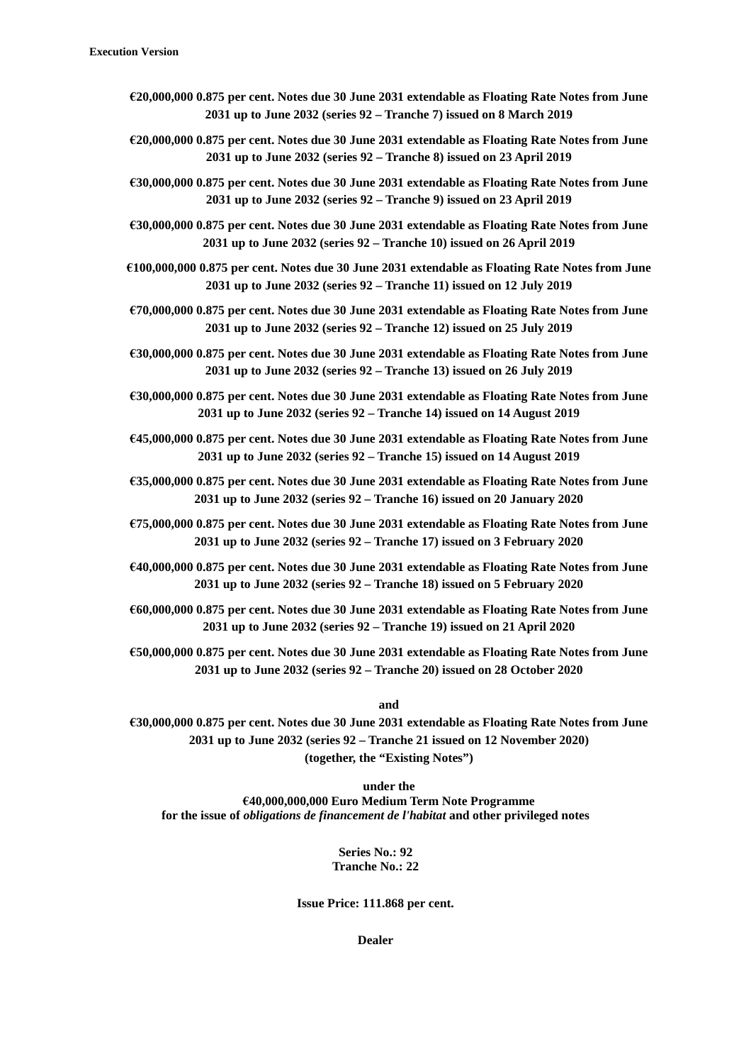**Execution Version**

**€20,000,000 0.875 per cent. Notes due 30 June 2031 extendable as Floating Rate Notes from June 2031 up to June 2032 (series 92 – Tranche 7) issued on 8 March 2019**

**€20,000,000 0.875 per cent. Notes due 30 June 2031 extendable as Floating Rate Notes from June 2031 up to June 2032 (series 92 – Tranche 8) issued on 23 April 2019**

**€30,000,000 0.875 per cent. Notes due 30 June 2031 extendable as Floating Rate Notes from June 2031 up to June 2032 (series 92 – Tranche 9) issued on 23 April 2019**

**€30,000,000 0.875 per cent. Notes due 30 June 2031 extendable as Floating Rate Notes from June 2031 up to June 2032 (series 92 – Tranche 10) issued on 26 April 2019**

**€100,000,000 0.875 per cent. Notes due 30 June 2031 extendable as Floating Rate Notes from June 2031 up to June 2032 (series 92 – Tranche 11) issued on 12 July 2019**

**€70,000,000 0.875 per cent. Notes due 30 June 2031 extendable as Floating Rate Notes from June 2031 up to June 2032 (series 92 – Tranche 12) issued on 25 July 2019**

**€30,000,000 0.875 per cent. Notes due 30 June 2031 extendable as Floating Rate Notes from June 2031 up to June 2032 (series 92 – Tranche 13) issued on 26 July 2019**

**€30,000,000 0.875 per cent. Notes due 30 June 2031 extendable as Floating Rate Notes from June 2031 up to June 2032 (series 92 – Tranche 14) issued on 14 August 2019**

**€45,000,000 0.875 per cent. Notes due 30 June 2031 extendable as Floating Rate Notes from June 2031 up to June 2032 (series 92 – Tranche 15) issued on 14 August 2019**

**€35,000,000 0.875 per cent. Notes due 30 June 2031 extendable as Floating Rate Notes from June 2031 up to June 2032 (series 92 – Tranche 16) issued on 20 January 2020**

**€75,000,000 0.875 per cent. Notes due 30 June 2031 extendable as Floating Rate Notes from June 2031 up to June 2032 (series 92 – Tranche 17) issued on 3 February 2020**

**€40,000,000 0.875 per cent. Notes due 30 June 2031 extendable as Floating Rate Notes from June 2031 up to June 2032 (series 92 – Tranche 18) issued on 5 February 2020**

**€60,000,000 0.875 per cent. Notes due 30 June 2031 extendable as Floating Rate Notes from June 2031 up to June 2032 (series 92 – Tranche 19) issued on 21 April 2020**

**€50,000,000 0.875 per cent. Notes due 30 June 2031 extendable as Floating Rate Notes from June 2031 up to June 2032 (series 92 – Tranche 20) issued on 28 October 2020**

**and**

**€30,000,000 0.875 per cent. Notes due 30 June 2031 extendable as Floating Rate Notes from June 2031 up to June 2032 (series 92 – Tranche 21 issued on 12 November 2020) (together, the "Existing Notes")**

**under the**
**€40,000,000,000 Euro Medium Term Note Programme**
**for the issue of *obligations de financement de l'habitat* and other privileged notes**

**Series No.: 92**
**Tranche No.: 22**

**Issue Price: 111.868 per cent.**

**Dealer**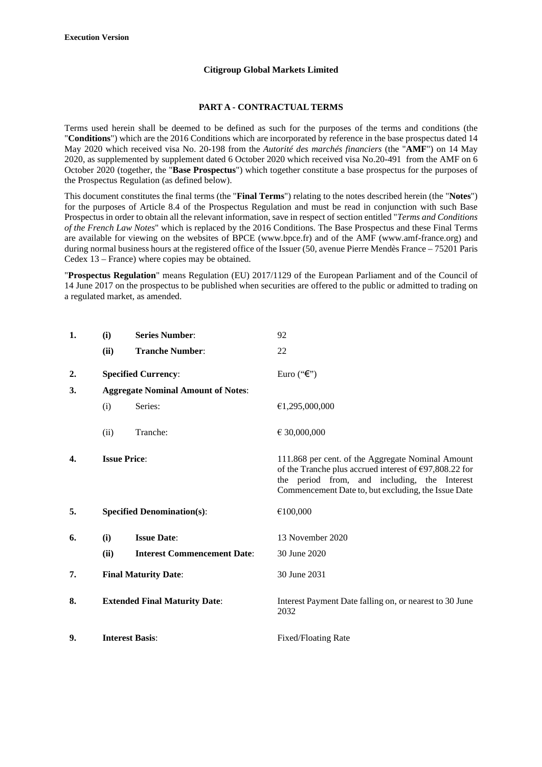**Execution Version**

**Citigroup Global Markets Limited**

**PART A - CONTRACTUAL TERMS**

Terms used herein shall be deemed to be defined as such for the purposes of the terms and conditions (the "**Conditions**") which are the 2016 Conditions which are incorporated by reference in the base prospectus dated 14 May 2020 which received visa No. 20-198 from the *Autorité des marchés financiers* (the "**AMF**") on 14 May 2020, as supplemented by supplement dated 6 October 2020 which received visa No.20-491 from the AMF on 6 October 2020 (together, the "**Base Prospectus**") which together constitute a base prospectus for the purposes of the Prospectus Regulation (as defined below).

This document constitutes the final terms (the "**Final Terms**") relating to the notes described herein (the "**Notes**") for the purposes of Article 8.4 of the Prospectus Regulation and must be read in conjunction with such Base Prospectus in order to obtain all the relevant information, save in respect of section entitled "*Terms and Conditions of the French Law Notes*" which is replaced by the 2016 Conditions. The Base Prospectus and these Final Terms are available for viewing on the websites of BPCE (www.bpce.fr) and of the AMF (www.amf-france.org) and during normal business hours at the registered office of the Issuer (50, avenue Pierre Mendès France – 75201 Paris Cedex 13 – France) where copies may be obtained.

"**Prospectus Regulation**" means Regulation (EU) 2017/1129 of the European Parliament and of the Council of 14 June 2017 on the prospectus to be published when securities are offered to the public or admitted to trading on a regulated market, as amended.

| | | | |
|---|---|---|---|
| **1.** | **(i)** | **Series Number**: | 92 |
| | **(ii)** | **Tranche Number**: | 22 |
| **2.** | **Specified Currency**: | | Euro ("€") |
| **3.** | **Aggregate Nominal Amount of Notes**: | | |
| | (i) | Series: | €1,295,000,000 |
| | (ii) | Tranche: | € 30,000,000 |
| **4.** | **Issue Price**: | | 111.868 per cent. of the Aggregate Nominal Amount of the Tranche plus accrued interest of €97,808.22 for the period from, and including, the Interest Commencement Date to, but excluding, the Issue Date |
| **5.** | **Specified Denomination(s)**: | | €100,000 |
| **6.** | **(i)** | **Issue Date**: | 13 November 2020 |
| | **(ii)** | **Interest Commencement Date**: | 30 June 2020 |
| **7.** | **Final Maturity Date**: | | 30 June 2031 |
| **8.** | **Extended Final Maturity Date**: | | Interest Payment Date falling on, or nearest to 30 June 2032 |
| **9.** | **Interest Basis**: | | Fixed/Floating Rate |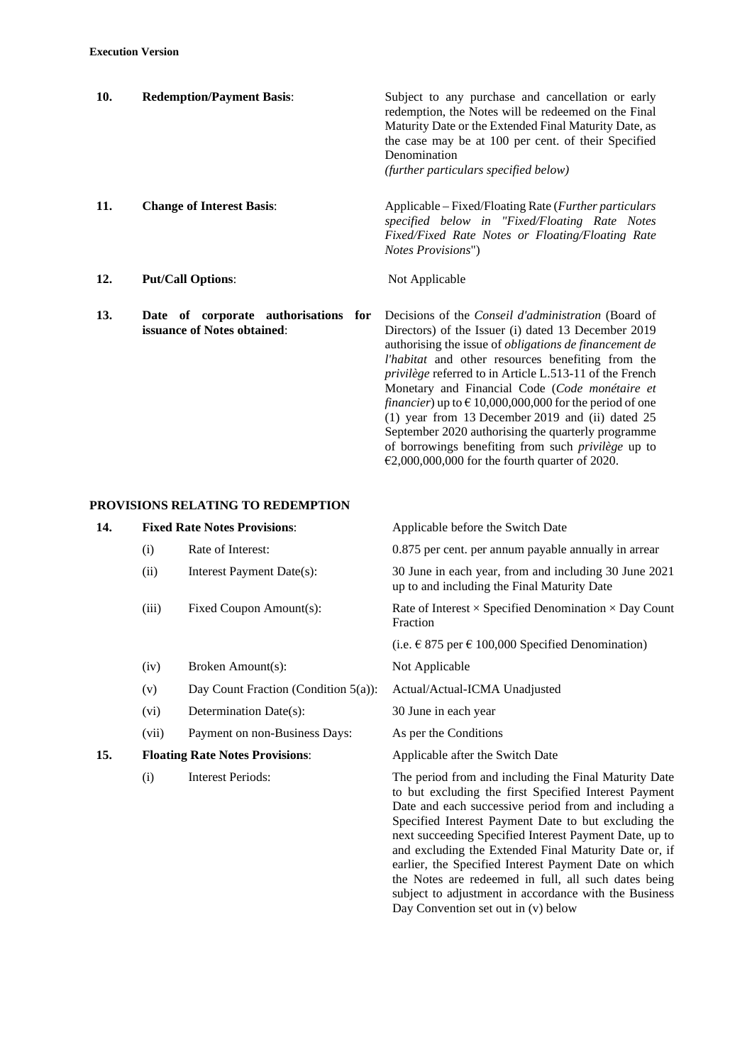| | | |
|---|---|---|
| **10.** | **Redemption/Payment Basis**: | Subject to any purchase and cancellation or early redemption, the Notes will be redeemed on the Final Maturity Date or the Extended Final Maturity Date, as the case may be at 100 per cent. of their Specified Denomination *(further particulars specified below)* |
| **11.** | **Change of Interest Basis**: | Applicable – Fixed/Floating Rate (*Further particulars specified below in "Fixed/Floating Rate Notes Fixed/Fixed Rate Notes or Floating/Floating Rate Notes Provisions*") |
| **12.** | **Put/Call Options**: | Not Applicable |
| **13.** | **Date of corporate authorisations for issuance of Notes obtained**: | Decisions of the *Conseil d'administration* (Board of Directors) of the Issuer (i) dated 13 December 2019 authorising the issue of *obligations de financement de l'habitat* and other resources benefiting from the *privilège* referred to in Article L.513-11 of the French Monetary and Financial Code (*Code monétaire et financier*) up to € 10,000,000,000 for the period of one (1) year from 13 December 2019 and (ii) dated 25 September 2020 authorising the quarterly programme of borrowings benefiting from such *privilège* up to €2,000,000,000 for the fourth quarter of 2020. |

## PROVISIONS RELATING TO REDEMPTION

| | | | |
|---|---|---|---|
| **14.** | **Fixed Rate Notes Provisions**: | | Applicable before the Switch Date |
| | (i) | Rate of Interest: | 0.875 per cent. per annum payable annually in arrear |
| | (ii) | Interest Payment Date(s): | 30 June in each year, from and including 30 June 2021 up to and including the Final Maturity Date |
| | (iii) | Fixed Coupon Amount(s): | Rate of Interest × Specified Denomination × Day Count Fraction<br>(i.e. € 875 per € 100,000 Specified Denomination) |
| | (iv) | Broken Amount(s): | Not Applicable |
| | (v) | Day Count Fraction (Condition 5(a)): | Actual/Actual-ICMA Unadjusted |
| | (vi) | Determination Date(s): | 30 June in each year |
| | (vii) | Payment on non-Business Days: | As per the Conditions |
| **15.** | **Floating Rate Notes Provisions**: | | Applicable after the Switch Date |
| | (i) | Interest Periods: | The period from and including the Final Maturity Date to but excluding the first Specified Interest Payment Date and each successive period from and including a Specified Interest Payment Date to but excluding the next succeeding Specified Interest Payment Date, up to and excluding the Extended Final Maturity Date or, if earlier, the Specified Interest Payment Date on which the Notes are redeemed in full, all such dates being subject to adjustment in accordance with the Business Day Convention set out in (v) below |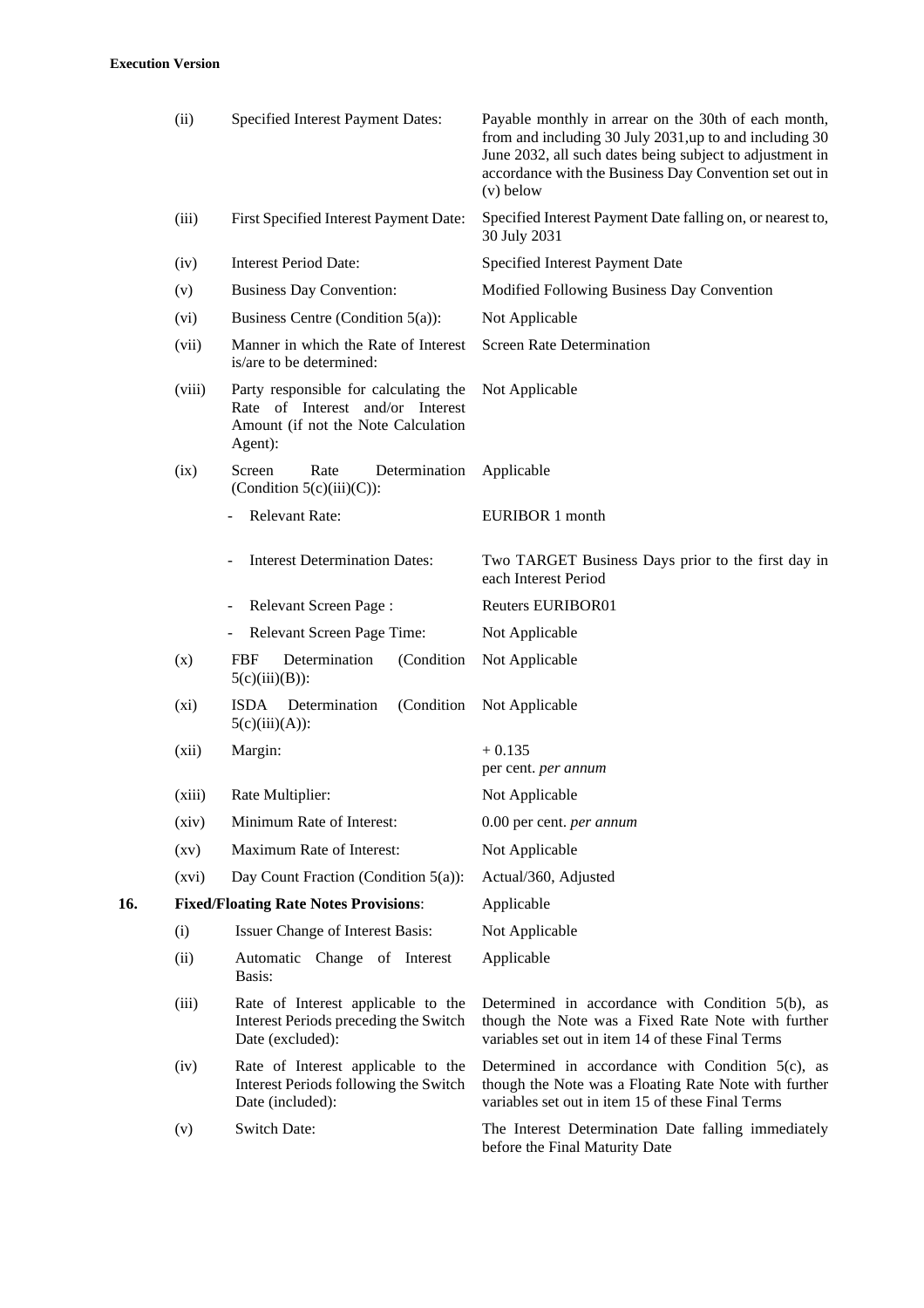| | | |
|---|---|---|
| (ii) | Specified Interest Payment Dates: | Payable monthly in arrear on the 30th of each month, from and including 30 July 2031,up to and including 30 June 2032, all such dates being subject to adjustment in accordance with the Business Day Convention set out in (v) below |
| (iii) | First Specified Interest Payment Date: | Specified Interest Payment Date falling on, or nearest to, 30 July 2031 |
| (iv) | Interest Period Date: | Specified Interest Payment Date |
| (v) | Business Day Convention: | Modified Following Business Day Convention |
| (vi) | Business Centre (Condition 5(a)): | Not Applicable |
| (vii) | Manner in which the Rate of Interest is/are to be determined: | Screen Rate Determination |
| (viii) | Party responsible for calculating the Rate of Interest and/or Interest Amount (if not the Note Calculation Agent): | Not Applicable |
| (ix) | Screen Rate Determination (Condition 5(c)(iii)(C)): | Applicable |
| | - Relevant Rate: | EURIBOR 1 month |
| | - Interest Determination Dates: | Two TARGET Business Days prior to the first day in each Interest Period |
| | - Relevant Screen Page : | Reuters EURIBOR01 |
| | - Relevant Screen Page Time: | Not Applicable |
| (x) | FBF Determination (Condition 5(c)(iii)(B)): | Not Applicable |
| (xi) | ISDA Determination (Condition 5(c)(iii)(A)): | Not Applicable |
| (xii) | Margin: | + 0.135 per cent. *per annum* |
| (xiii) | Rate Multiplier: | Not Applicable |
| (xiv) | Minimum Rate of Interest: | 0.00 per cent. *per annum* |
| (xv) | Maximum Rate of Interest: | Not Applicable |
| (xvi) | Day Count Fraction (Condition 5(a)): | Actual/360, Adjusted |

**16. Fixed/Floating Rate Notes Provisions**: Applicable

| | | |
|---|---|---|
| (i) | Issuer Change of Interest Basis: | Not Applicable |
| (ii) | Automatic Change of Interest Basis: | Applicable |
| (iii) | Rate of Interest applicable to the Interest Periods preceding the Switch Date (excluded): | Determined in accordance with Condition 5(b), as though the Note was a Fixed Rate Note with further variables set out in item 14 of these Final Terms |
| (iv) | Rate of Interest applicable to the Interest Periods following the Switch Date (included): | Determined in accordance with Condition 5(c), as though the Note was a Floating Rate Note with further variables set out in item 15 of these Final Terms |
| (v) | Switch Date: | The Interest Determination Date falling immediately before the Final Maturity Date |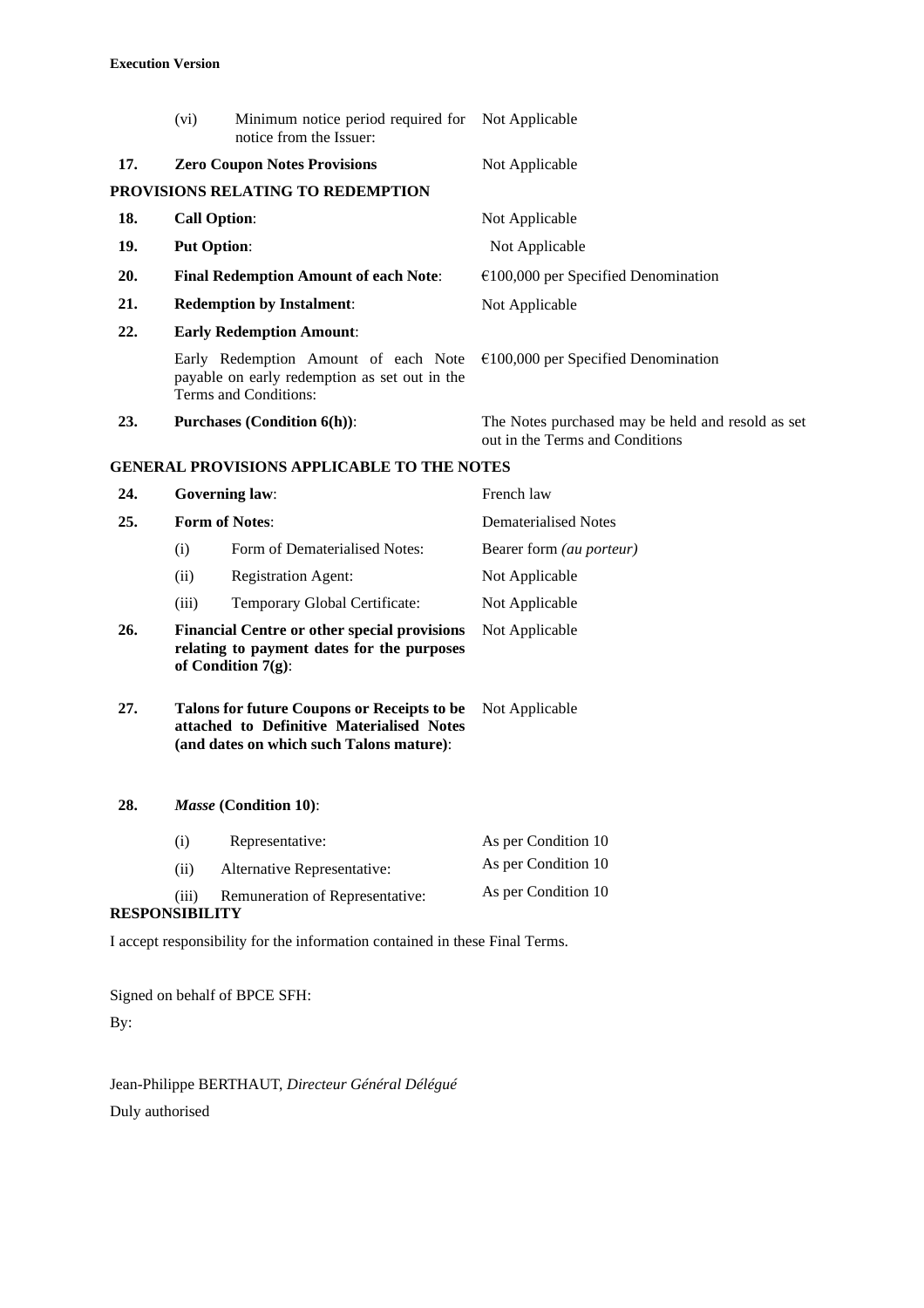| | | |
|---|---|---|
| | (vi) Minimum notice period required for notice from the Issuer: | Not Applicable |
| **17.** | **Zero Coupon Notes Provisions** | Not Applicable |

**PROVISIONS RELATING TO REDEMPTION**

| | | |
|---|---|---|
| **18.** | **Call Option**: | Not Applicable |
| **19.** | **Put Option**: | Not Applicable |
| **20.** | **Final Redemption Amount of each Note**: | €100,000 per Specified Denomination |
| **21.** | **Redemption by Instalment**: | Not Applicable |
| **22.** | **Early Redemption Amount**: | |
| | Early Redemption Amount of each Note payable on early redemption as set out in the Terms and Conditions: | €100,000 per Specified Denomination |
| **23.** | **Purchases (Condition 6(h))**: | The Notes purchased may be held and resold as set out in the Terms and Conditions |

**GENERAL PROVISIONS APPLICABLE TO THE NOTES**

| | | |
|---|---|---|
| **24.** | **Governing law**: | French law |
| **25.** | **Form of Notes**: | Dematerialised Notes |
| | (i) Form of Dematerialised Notes: | Bearer form *(au porteur)* |
| | (ii) Registration Agent: | Not Applicable |
| | (iii) Temporary Global Certificate: | Not Applicable |
| **26.** | **Financial Centre or other special provisions relating to payment dates for the purposes of Condition 7(g)**: | Not Applicable |
| **27.** | **Talons for future Coupons or Receipts to be attached to Definitive Materialised Notes (and dates on which such Talons mature)**: | Not Applicable |
| **28.** | ***Masse* (Condition 10)**: | |
| | (i) Representative: | As per Condition 10 |
| | (ii) Alternative Representative: | As per Condition 10 |
| | (iii) Remuneration of Representative: | As per Condition 10 |

**RESPONSIBILITY**

I accept responsibility for the information contained in these Final Terms.

Signed on behalf of BPCE SFH:

By:

Jean-Philippe BERTHAUT, *Directeur Général Délégué*

Duly authorised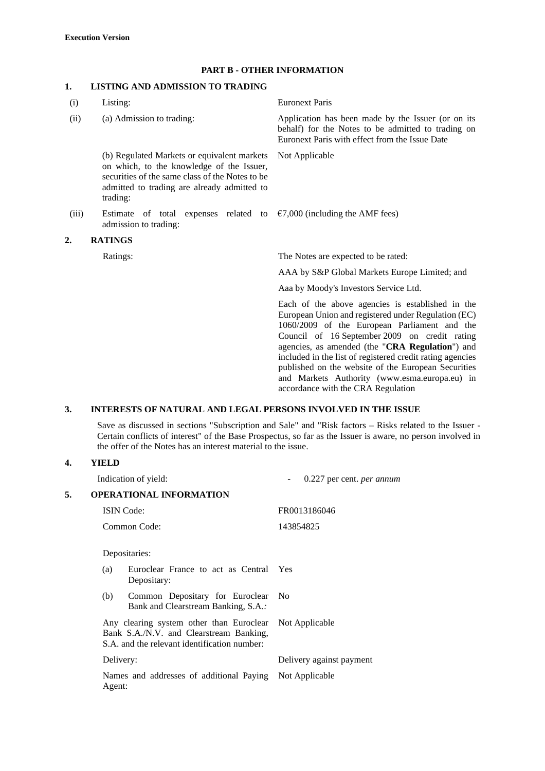**Execution Version**

## PART B - OTHER INFORMATION

### 1. LISTING AND ADMISSION TO TRADING

| | | |
|---|---|---|
| (i) | Listing: | Euronext Paris |
| (ii) | (a) Admission to trading: | Application has been made by the Issuer (or on its behalf) for the Notes to be admitted to trading on Euronext Paris with effect from the Issue Date |
| | (b) Regulated Markets or equivalent markets on which, to the knowledge of the Issuer, securities of the same class of the Notes to be admitted to trading are already admitted to trading: | Not Applicable |
| (iii) | Estimate of total expenses related to admission to trading: | €7,000 (including the AMF fees) |

### 2. RATINGS

| | |
|---|---|
| Ratings: | The Notes are expected to be rated: |
| | AAA by S&P Global Markets Europe Limited; and |
| | Aaa by Moody's Investors Service Ltd. |
| | Each of the above agencies is established in the European Union and registered under Regulation (EC) 1060/2009 of the European Parliament and the Council of 16 September 2009 on credit rating agencies, as amended (the "**CRA Regulation**") and included in the list of registered credit rating agencies published on the website of the European Securities and Markets Authority (www.esma.europa.eu) in accordance with the CRA Regulation |

### 3. INTERESTS OF NATURAL AND LEGAL PERSONS INVOLVED IN THE ISSUE

Save as discussed in sections "Subscription and Sale" and "Risk factors – Risks related to the Issuer - Certain conflicts of interest" of the Base Prospectus, so far as the Issuer is aware, no person involved in the offer of the Notes has an interest material to the issue.

### 4. YIELD

| | |
|---|---|
| Indication of yield: | - 0.227 per cent. *per annum* |

### 5. OPERATIONAL INFORMATION

| | |
|---|---|
| ISIN Code: | FR0013186046 |
| Common Code: | 143854825 |
| Depositaries: | |
| (a) Euroclear France to act as Central Depositary: | Yes |
| (b) Common Depositary for Euroclear Bank and Clearstream Banking, S.A.*:* | No |
| Any clearing system other than Euroclear Bank S.A./N.V. and Clearstream Banking, S.A. and the relevant identification number: | Not Applicable |
| Delivery: | Delivery against payment |
| Names and addresses of additional Paying Agent: | Not Applicable |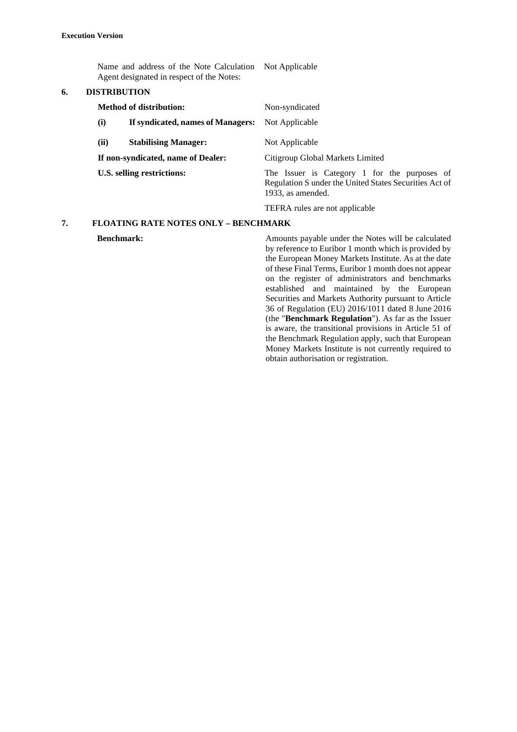| | |
|---|---|
| Name and address of the Note Calculation Agent designated in respect of the Notes: | Not Applicable |

## 6. DISTRIBUTION

| | |
|---|---|
| **Method of distribution:** | Non-syndicated |
| **(i) If syndicated, names of Managers:** | Not Applicable |
| **(ii) Stabilising Manager:** | Not Applicable |
| **If non-syndicated, name of Dealer:** | Citigroup Global Markets Limited |
| **U.S. selling restrictions:** | The Issuer is Category 1 for the purposes of Regulation S under the United States Securities Act of 1933, as amended. |
| | TEFRA rules are not applicable |

## 7. FLOATING RATE NOTES ONLY – BENCHMARK

| | |
|---|---|
| **Benchmark:** | Amounts payable under the Notes will be calculated by reference to Euribor 1 month which is provided by the European Money Markets Institute. As at the date of these Final Terms, Euribor 1 month does not appear on the register of administrators and benchmarks established and maintained by the European Securities and Markets Authority pursuant to Article 36 of Regulation (EU) 2016/1011 dated 8 June 2016 (the "**Benchmark Regulation**"). As far as the Issuer is aware, the transitional provisions in Article 51 of the Benchmark Regulation apply, such that European Money Markets Institute is not currently required to obtain authorisation or registration. |